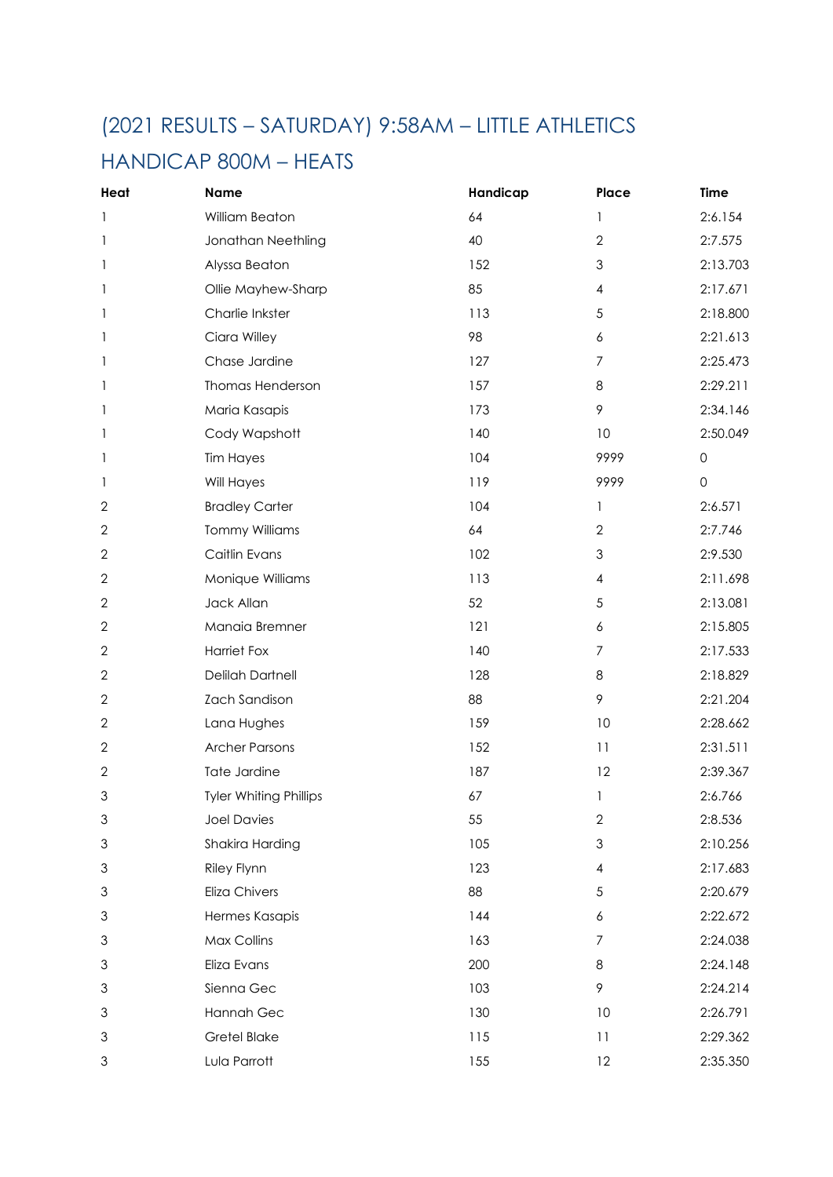## (2021 RESULTS – SATURDAY) 9:58AM – LITTLE ATHLETICS HANDICAP 800M – HEATS

| Heat | Name | Handicap | Place | Time |
|---|---|---|---|---|
| 1 | William Beaton | 64 | 1 | 2:6.154 |
| 1 | Jonathan Neethling | 40 | 2 | 2:7.575 |
| 1 | Alyssa Beaton | 152 | 3 | 2:13.703 |
| 1 | Ollie Mayhew-Sharp | 85 | 4 | 2:17.671 |
| 1 | Charlie Inkster | 113 | 5 | 2:18.800 |
| 1 | Ciara Willey | 98 | 6 | 2:21.613 |
| 1 | Chase Jardine | 127 | 7 | 2:25.473 |
| 1 | Thomas Henderson | 157 | 8 | 2:29.211 |
| 1 | Maria Kasapis | 173 | 9 | 2:34.146 |
| 1 | Cody Wapshott | 140 | 10 | 2:50.049 |
| 1 | Tim Hayes | 104 | 9999 | 0 |
| 1 | Will Hayes | 119 | 9999 | 0 |
| 2 | Bradley Carter | 104 | 1 | 2:6.571 |
| 2 | Tommy Williams | 64 | 2 | 2:7.746 |
| 2 | Caitlin Evans | 102 | 3 | 2:9.530 |
| 2 | Monique Williams | 113 | 4 | 2:11.698 |
| 2 | Jack Allan | 52 | 5 | 2:13.081 |
| 2 | Manaia Bremner | 121 | 6 | 2:15.805 |
| 2 | Harriet Fox | 140 | 7 | 2:17.533 |
| 2 | Delilah Dartnell | 128 | 8 | 2:18.829 |
| 2 | Zach Sandison | 88 | 9 | 2:21.204 |
| 2 | Lana Hughes | 159 | 10 | 2:28.662 |
| 2 | Archer Parsons | 152 | 11 | 2:31.511 |
| 2 | Tate Jardine | 187 | 12 | 2:39.367 |
| 3 | Tyler Whiting Phillips | 67 | 1 | 2:6.766 |
| 3 | Joel Davies | 55 | 2 | 2:8.536 |
| 3 | Shakira Harding | 105 | 3 | 2:10.256 |
| 3 | Riley Flynn | 123 | 4 | 2:17.683 |
| 3 | Eliza Chivers | 88 | 5 | 2:20.679 |
| 3 | Hermes Kasapis | 144 | 6 | 2:22.672 |
| 3 | Max Collins | 163 | 7 | 2:24.038 |
| 3 | Eliza Evans | 200 | 8 | 2:24.148 |
| 3 | Sienna Gec | 103 | 9 | 2:24.214 |
| 3 | Hannah Gec | 130 | 10 | 2:26.791 |
| 3 | Gretel Blake | 115 | 11 | 2:29.362 |
| 3 | Lula Parrott | 155 | 12 | 2:35.350 |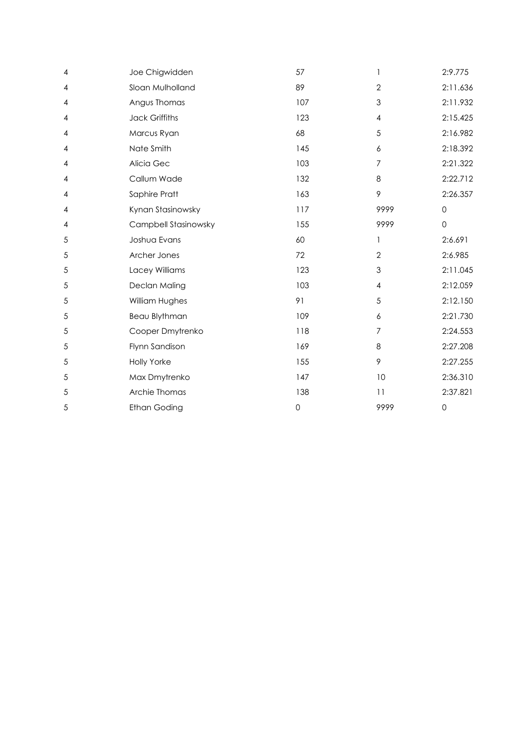| | | | | |
|---|---|---|---|---|
| 4 | Joe Chigwidden | 57 | 1 | 2:9.775 |
| 4 | Sloan Mulholland | 89 | 2 | 2:11.636 |
| 4 | Angus Thomas | 107 | 3 | 2:11.932 |
| 4 | Jack Griffiths | 123 | 4 | 2:15.425 |
| 4 | Marcus Ryan | 68 | 5 | 2:16.982 |
| 4 | Nate Smith | 145 | 6 | 2:18.392 |
| 4 | Alicia Gec | 103 | 7 | 2:21.322 |
| 4 | Callum Wade | 132 | 8 | 2:22.712 |
| 4 | Saphire Pratt | 163 | 9 | 2:26.357 |
| 4 | Kynan Stasinowsky | 117 | 9999 | 0 |
| 4 | Campbell Stasinowsky | 155 | 9999 | 0 |
| 5 | Joshua Evans | 60 | 1 | 2:6.691 |
| 5 | Archer Jones | 72 | 2 | 2:6.985 |
| 5 | Lacey Williams | 123 | 3 | 2:11.045 |
| 5 | Declan Maling | 103 | 4 | 2:12.059 |
| 5 | William Hughes | 91 | 5 | 2:12.150 |
| 5 | Beau Blythman | 109 | 6 | 2:21.730 |
| 5 | Cooper Dmytrenko | 118 | 7 | 2:24.553 |
| 5 | Flynn Sandison | 169 | 8 | 2:27.208 |
| 5 | Holly Yorke | 155 | 9 | 2:27.255 |
| 5 | Max Dmytrenko | 147 | 10 | 2:36.310 |
| 5 | Archie Thomas | 138 | 11 | 2:37.821 |
| 5 | Ethan Goding | 0 | 9999 | 0 |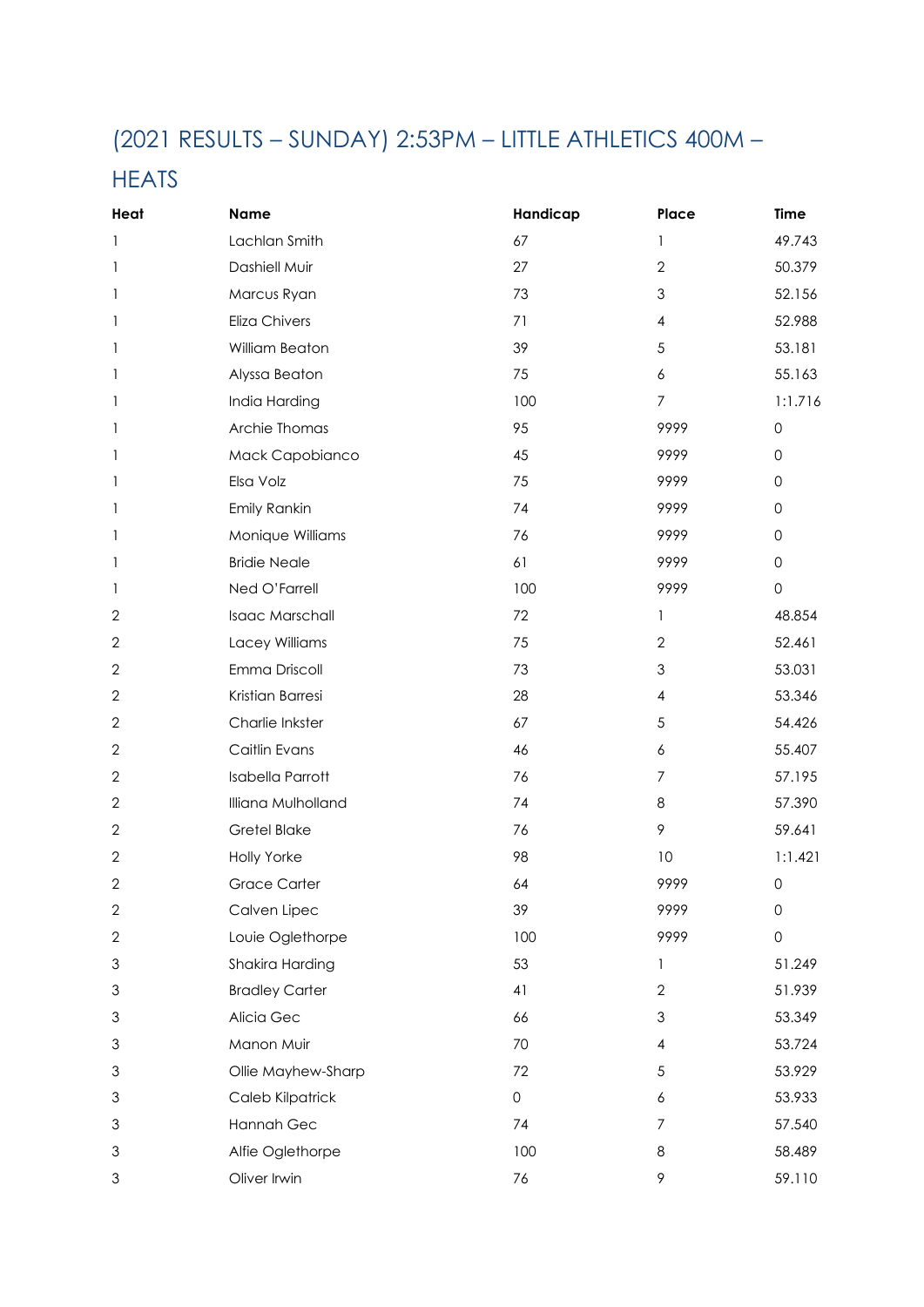# (2021 RESULTS – SUNDAY) 2:53PM – LITTLE ATHLETICS 400M – HEATS

| Heat | Name | Handicap | Place | Time |
|---|---|---|---|---|
| 1 | Lachlan Smith | 67 | 1 | 49.743 |
| 1 | Dashiell Muir | 27 | 2 | 50.379 |
| 1 | Marcus Ryan | 73 | 3 | 52.156 |
| 1 | Eliza Chivers | 71 | 4 | 52.988 |
| 1 | William Beaton | 39 | 5 | 53.181 |
| 1 | Alyssa Beaton | 75 | 6 | 55.163 |
| 1 | India Harding | 100 | 7 | 1:1.716 |
| 1 | Archie Thomas | 95 | 9999 | 0 |
| 1 | Mack Capobianco | 45 | 9999 | 0 |
| 1 | Elsa Volz | 75 | 9999 | 0 |
| 1 | Emily Rankin | 74 | 9999 | 0 |
| 1 | Monique Williams | 76 | 9999 | 0 |
| 1 | Bridie Neale | 61 | 9999 | 0 |
| 1 | Ned O'Farrell | 100 | 9999 | 0 |
| 2 | Isaac Marschall | 72 | 1 | 48.854 |
| 2 | Lacey Williams | 75 | 2 | 52.461 |
| 2 | Emma Driscoll | 73 | 3 | 53.031 |
| 2 | Kristian Barresi | 28 | 4 | 53.346 |
| 2 | Charlie Inkster | 67 | 5 | 54.426 |
| 2 | Caitlin Evans | 46 | 6 | 55.407 |
| 2 | Isabella Parrott | 76 | 7 | 57.195 |
| 2 | Illiana Mulholland | 74 | 8 | 57.390 |
| 2 | Gretel Blake | 76 | 9 | 59.641 |
| 2 | Holly Yorke | 98 | 10 | 1:1.421 |
| 2 | Grace Carter | 64 | 9999 | 0 |
| 2 | Calven Lipec | 39 | 9999 | 0 |
| 2 | Louie Oglethorpe | 100 | 9999 | 0 |
| 3 | Shakira Harding | 53 | 1 | 51.249 |
| 3 | Bradley Carter | 41 | 2 | 51.939 |
| 3 | Alicia Gec | 66 | 3 | 53.349 |
| 3 | Manon Muir | 70 | 4 | 53.724 |
| 3 | Ollie Mayhew-Sharp | 72 | 5 | 53.929 |
| 3 | Caleb Kilpatrick | 0 | 6 | 53.933 |
| 3 | Hannah Gec | 74 | 7 | 57.540 |
| 3 | Alfie Oglethorpe | 100 | 8 | 58.489 |
| 3 | Oliver Irwin | 76 | 9 | 59.110 |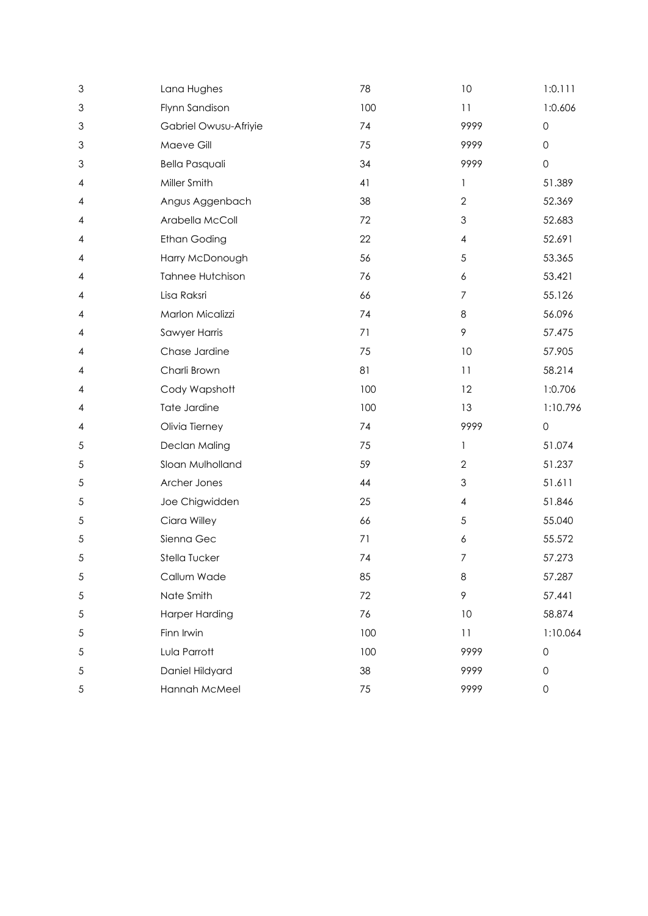| | | | | |
|---|---|---|---|---|
| 3 | Lana Hughes | 78 | 10 | 1:0.111 |
| 3 | Flynn Sandison | 100 | 11 | 1:0.606 |
| 3 | Gabriel Owusu-Afriyie | 74 | 9999 | 0 |
| 3 | Maeve Gill | 75 | 9999 | 0 |
| 3 | Bella Pasquali | 34 | 9999 | 0 |
| 4 | Miller Smith | 41 | 1 | 51.389 |
| 4 | Angus Aggenbach | 38 | 2 | 52.369 |
| 4 | Arabella McColl | 72 | 3 | 52.683 |
| 4 | Ethan Goding | 22 | 4 | 52.691 |
| 4 | Harry McDonough | 56 | 5 | 53.365 |
| 4 | Tahnee Hutchison | 76 | 6 | 53.421 |
| 4 | Lisa Raksri | 66 | 7 | 55.126 |
| 4 | Marlon Micalizzi | 74 | 8 | 56.096 |
| 4 | Sawyer Harris | 71 | 9 | 57.475 |
| 4 | Chase Jardine | 75 | 10 | 57.905 |
| 4 | Charli Brown | 81 | 11 | 58.214 |
| 4 | Cody Wapshott | 100 | 12 | 1:0.706 |
| 4 | Tate Jardine | 100 | 13 | 1:10.796 |
| 4 | Olivia Tierney | 74 | 9999 | 0 |
| 5 | Declan Maling | 75 | 1 | 51.074 |
| 5 | Sloan Mulholland | 59 | 2 | 51.237 |
| 5 | Archer Jones | 44 | 3 | 51.611 |
| 5 | Joe Chigwidden | 25 | 4 | 51.846 |
| 5 | Ciara Willey | 66 | 5 | 55.040 |
| 5 | Sienna Gec | 71 | 6 | 55.572 |
| 5 | Stella Tucker | 74 | 7 | 57.273 |
| 5 | Callum Wade | 85 | 8 | 57.287 |
| 5 | Nate Smith | 72 | 9 | 57.441 |
| 5 | Harper Harding | 76 | 10 | 58.874 |
| 5 | Finn Irwin | 100 | 11 | 1:10.064 |
| 5 | Lula Parrott | 100 | 9999 | 0 |
| 5 | Daniel Hildyard | 38 | 9999 | 0 |
| 5 | Hannah McMeel | 75 | 9999 | 0 |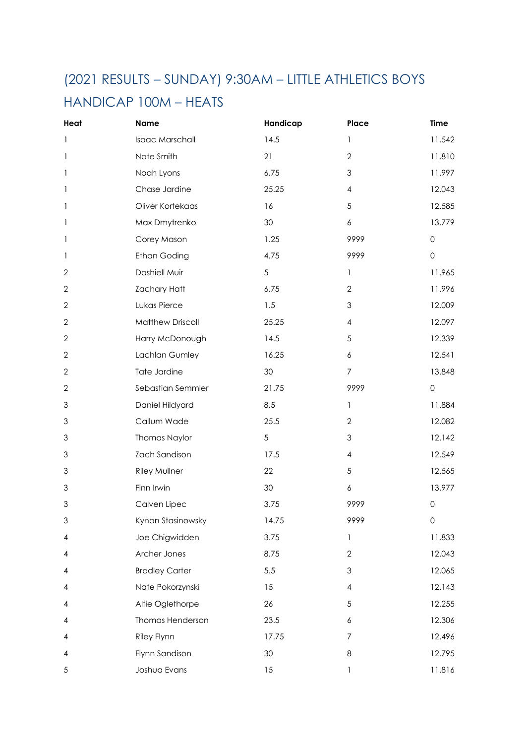## (2021 RESULTS – SUNDAY) 9:30AM – LITTLE ATHLETICS BOYS HANDICAP 100M – HEATS

| Heat | Name | Handicap | Place | Time |
|---|---|---|---|---|
| 1 | Isaac Marschall | 14.5 | 1 | 11.542 |
| 1 | Nate Smith | 21 | 2 | 11.810 |
| 1 | Noah Lyons | 6.75 | 3 | 11.997 |
| 1 | Chase Jardine | 25.25 | 4 | 12.043 |
| 1 | Oliver Kortekaas | 16 | 5 | 12.585 |
| 1 | Max Dmytrenko | 30 | 6 | 13.779 |
| 1 | Corey Mason | 1.25 | 9999 | 0 |
| 1 | Ethan Goding | 4.75 | 9999 | 0 |
| 2 | Dashiell Muir | 5 | 1 | 11.965 |
| 2 | Zachary Hatt | 6.75 | 2 | 11.996 |
| 2 | Lukas Pierce | 1.5 | 3 | 12.009 |
| 2 | Matthew Driscoll | 25.25 | 4 | 12.097 |
| 2 | Harry McDonough | 14.5 | 5 | 12.339 |
| 2 | Lachlan Gumley | 16.25 | 6 | 12.541 |
| 2 | Tate Jardine | 30 | 7 | 13.848 |
| 2 | Sebastian Semmler | 21.75 | 9999 | 0 |
| 3 | Daniel Hildyard | 8.5 | 1 | 11.884 |
| 3 | Callum Wade | 25.5 | 2 | 12.082 |
| 3 | Thomas Naylor | 5 | 3 | 12.142 |
| 3 | Zach Sandison | 17.5 | 4 | 12.549 |
| 3 | Riley Mullner | 22 | 5 | 12.565 |
| 3 | Finn Irwin | 30 | 6 | 13.977 |
| 3 | Calven Lipec | 3.75 | 9999 | 0 |
| 3 | Kynan Stasinowsky | 14.75 | 9999 | 0 |
| 4 | Joe Chigwidden | 3.75 | 1 | 11.833 |
| 4 | Archer Jones | 8.75 | 2 | 12.043 |
| 4 | Bradley Carter | 5.5 | 3 | 12.065 |
| 4 | Nate Pokorzynski | 15 | 4 | 12.143 |
| 4 | Alfie Oglethorpe | 26 | 5 | 12.255 |
| 4 | Thomas Henderson | 23.5 | 6 | 12.306 |
| 4 | Riley Flynn | 17.75 | 7 | 12.496 |
| 4 | Flynn Sandison | 30 | 8 | 12.795 |
| 5 | Joshua Evans | 15 | 1 | 11.816 |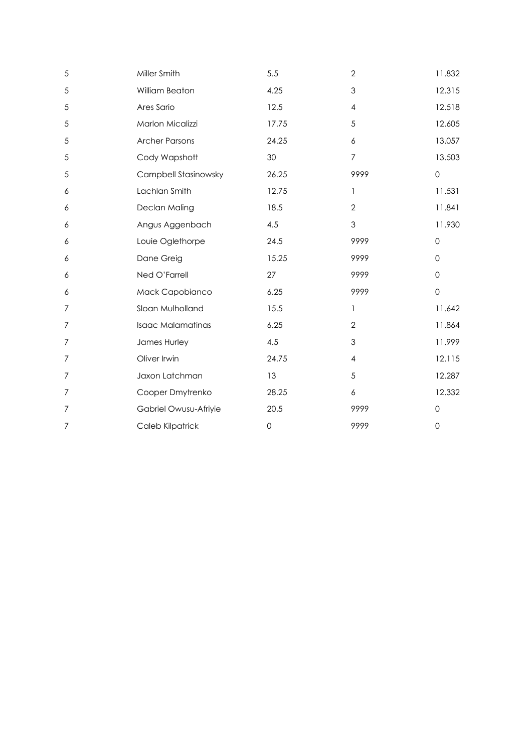| | | | | |
|---|---|---|---|---|
| 5 | Miller Smith | 5.5 | 2 | 11.832 |
| 5 | William Beaton | 4.25 | 3 | 12.315 |
| 5 | Ares Sario | 12.5 | 4 | 12.518 |
| 5 | Marlon Micalizzi | 17.75 | 5 | 12.605 |
| 5 | Archer Parsons | 24.25 | 6 | 13.057 |
| 5 | Cody Wapshott | 30 | 7 | 13.503 |
| 5 | Campbell Stasinowsky | 26.25 | 9999 | 0 |
| 6 | Lachlan Smith | 12.75 | 1 | 11.531 |
| 6 | Declan Maling | 18.5 | 2 | 11.841 |
| 6 | Angus Aggenbach | 4.5 | 3 | 11.930 |
| 6 | Louie Oglethorpe | 24.5 | 9999 | 0 |
| 6 | Dane Greig | 15.25 | 9999 | 0 |
| 6 | Ned O'Farrell | 27 | 9999 | 0 |
| 6 | Mack Capobianco | 6.25 | 9999 | 0 |
| 7 | Sloan Mulholland | 15.5 | 1 | 11.642 |
| 7 | Isaac Malamatinas | 6.25 | 2 | 11.864 |
| 7 | James Hurley | 4.5 | 3 | 11.999 |
| 7 | Oliver Irwin | 24.75 | 4 | 12.115 |
| 7 | Jaxon Latchman | 13 | 5 | 12.287 |
| 7 | Cooper Dmytrenko | 28.25 | 6 | 12.332 |
| 7 | Gabriel Owusu-Afriyie | 20.5 | 9999 | 0 |
| 7 | Caleb Kilpatrick | 0 | 9999 | 0 |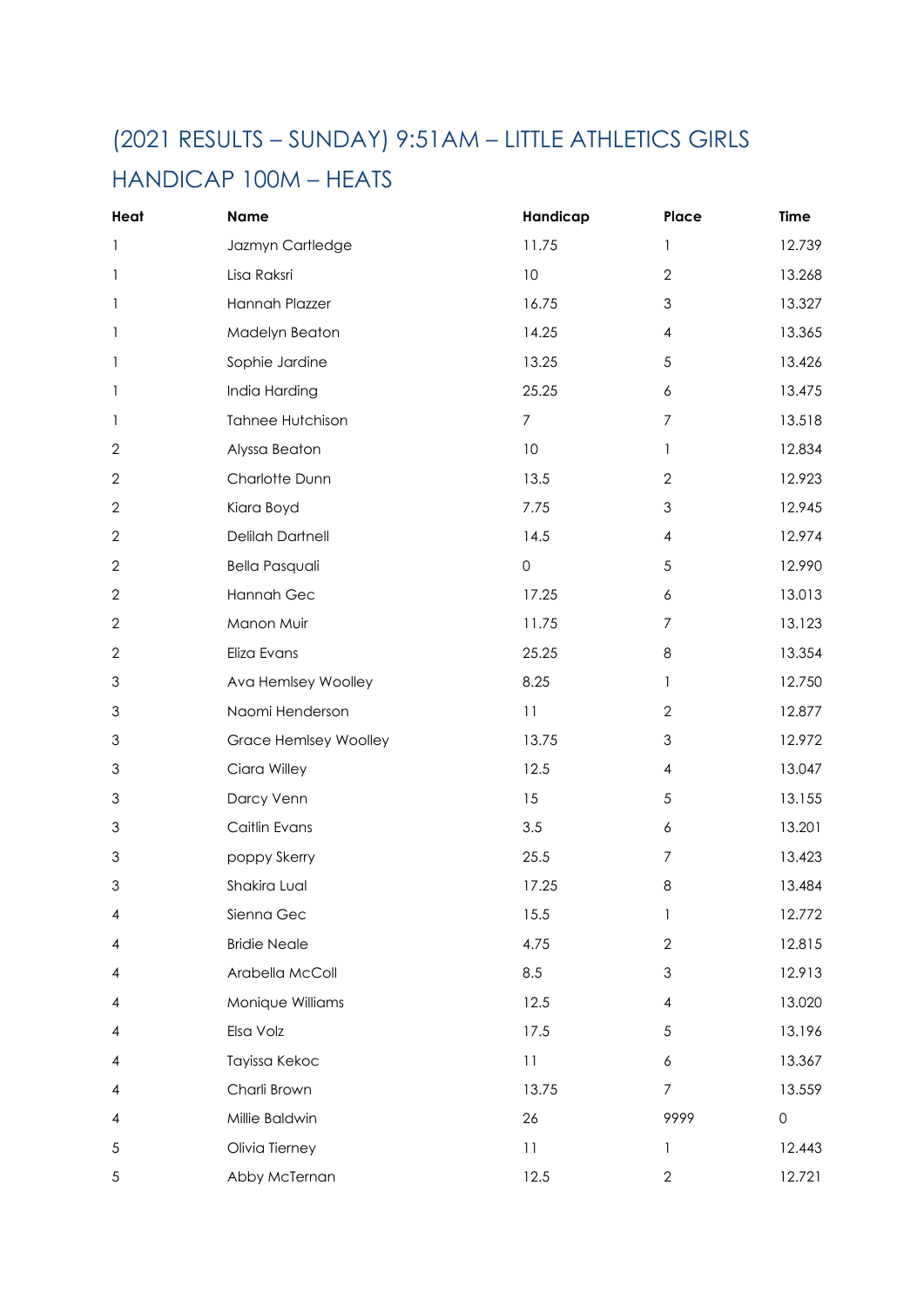# (2021 RESULTS – SUNDAY) 9:51AM – LITTLE ATHLETICS GIRLS HANDICAP 100M – HEATS

| Heat | Name | Handicap | Place | Time |
|---|---|---|---|---|
| 1 | Jazmyn Cartledge | 11.75 | 1 | 12.739 |
| 1 | Lisa Raksri | 10 | 2 | 13.268 |
| 1 | Hannah Plazzer | 16.75 | 3 | 13.327 |
| 1 | Madelyn Beaton | 14.25 | 4 | 13.365 |
| 1 | Sophie Jardine | 13.25 | 5 | 13.426 |
| 1 | India Harding | 25.25 | 6 | 13.475 |
| 1 | Tahnee Hutchison | 7 | 7 | 13.518 |
| 2 | Alyssa Beaton | 10 | 1 | 12.834 |
| 2 | Charlotte Dunn | 13.5 | 2 | 12.923 |
| 2 | Kiara Boyd | 7.75 | 3 | 12.945 |
| 2 | Delilah Dartnell | 14.5 | 4 | 12.974 |
| 2 | Bella Pasquali | 0 | 5 | 12.990 |
| 2 | Hannah Gec | 17.25 | 6 | 13.013 |
| 2 | Manon Muir | 11.75 | 7 | 13.123 |
| 2 | Eliza Evans | 25.25 | 8 | 13.354 |
| 3 | Ava Hemlsey Woolley | 8.25 | 1 | 12.750 |
| 3 | Naomi Henderson | 11 | 2 | 12.877 |
| 3 | Grace Hemlsey Woolley | 13.75 | 3 | 12.972 |
| 3 | Ciara Willey | 12.5 | 4 | 13.047 |
| 3 | Darcy Venn | 15 | 5 | 13.155 |
| 3 | Caitlin Evans | 3.5 | 6 | 13.201 |
| 3 | poppy Skerry | 25.5 | 7 | 13.423 |
| 3 | Shakira Lual | 17.25 | 8 | 13.484 |
| 4 | Sienna Gec | 15.5 | 1 | 12.772 |
| 4 | Bridie Neale | 4.75 | 2 | 12.815 |
| 4 | Arabella McColl | 8.5 | 3 | 12.913 |
| 4 | Monique Williams | 12.5 | 4 | 13.020 |
| 4 | Elsa Volz | 17.5 | 5 | 13.196 |
| 4 | Tayissa Kekoc | 11 | 6 | 13.367 |
| 4 | Charli Brown | 13.75 | 7 | 13.559 |
| 4 | Millie Baldwin | 26 | 9999 | 0 |
| 5 | Olivia Tierney | 11 | 1 | 12.443 |
| 5 | Abby McTernan | 12.5 | 2 | 12.721 |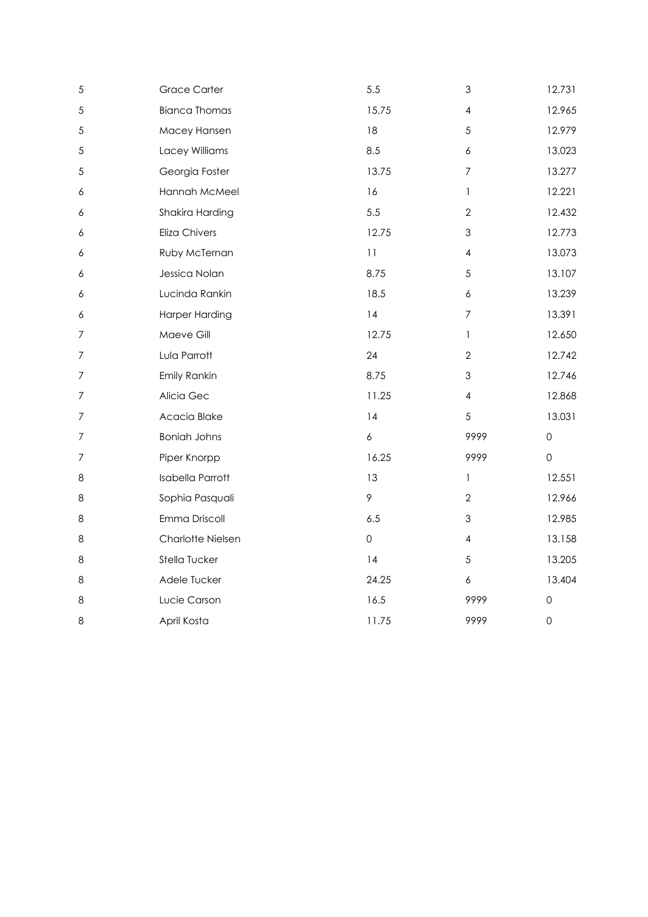| | | | | |
|---|---|---|---|---|
| 5 | Grace Carter | 5.5 | 3 | 12.731 |
| 5 | Bianca Thomas | 15.75 | 4 | 12.965 |
| 5 | Macey Hansen | 18 | 5 | 12.979 |
| 5 | Lacey Williams | 8.5 | 6 | 13.023 |
| 5 | Georgia Foster | 13.75 | 7 | 13.277 |
| 6 | Hannah McMeel | 16 | 1 | 12.221 |
| 6 | Shakira Harding | 5.5 | 2 | 12.432 |
| 6 | Eliza Chivers | 12.75 | 3 | 12.773 |
| 6 | Ruby McTernan | 11 | 4 | 13.073 |
| 6 | Jessica Nolan | 8.75 | 5 | 13.107 |
| 6 | Lucinda Rankin | 18.5 | 6 | 13.239 |
| 6 | Harper Harding | 14 | 7 | 13.391 |
| 7 | Maeve Gill | 12.75 | 1 | 12.650 |
| 7 | Lula Parrott | 24 | 2 | 12.742 |
| 7 | Emily Rankin | 8.75 | 3 | 12.746 |
| 7 | Alicia Gec | 11.25 | 4 | 12.868 |
| 7 | Acacia Blake | 14 | 5 | 13.031 |
| 7 | Boniah Johns | 6 | 9999 | 0 |
| 7 | Piper Knorpp | 16.25 | 9999 | 0 |
| 8 | Isabella Parrott | 13 | 1 | 12.551 |
| 8 | Sophia Pasquali | 9 | 2 | 12.966 |
| 8 | Emma Driscoll | 6.5 | 3 | 12.985 |
| 8 | Charlotte Nielsen | 0 | 4 | 13.158 |
| 8 | Stella Tucker | 14 | 5 | 13.205 |
| 8 | Adele Tucker | 24.25 | 6 | 13.404 |
| 8 | Lucie Carson | 16.5 | 9999 | 0 |
| 8 | April Kosta | 11.75 | 9999 | 0 |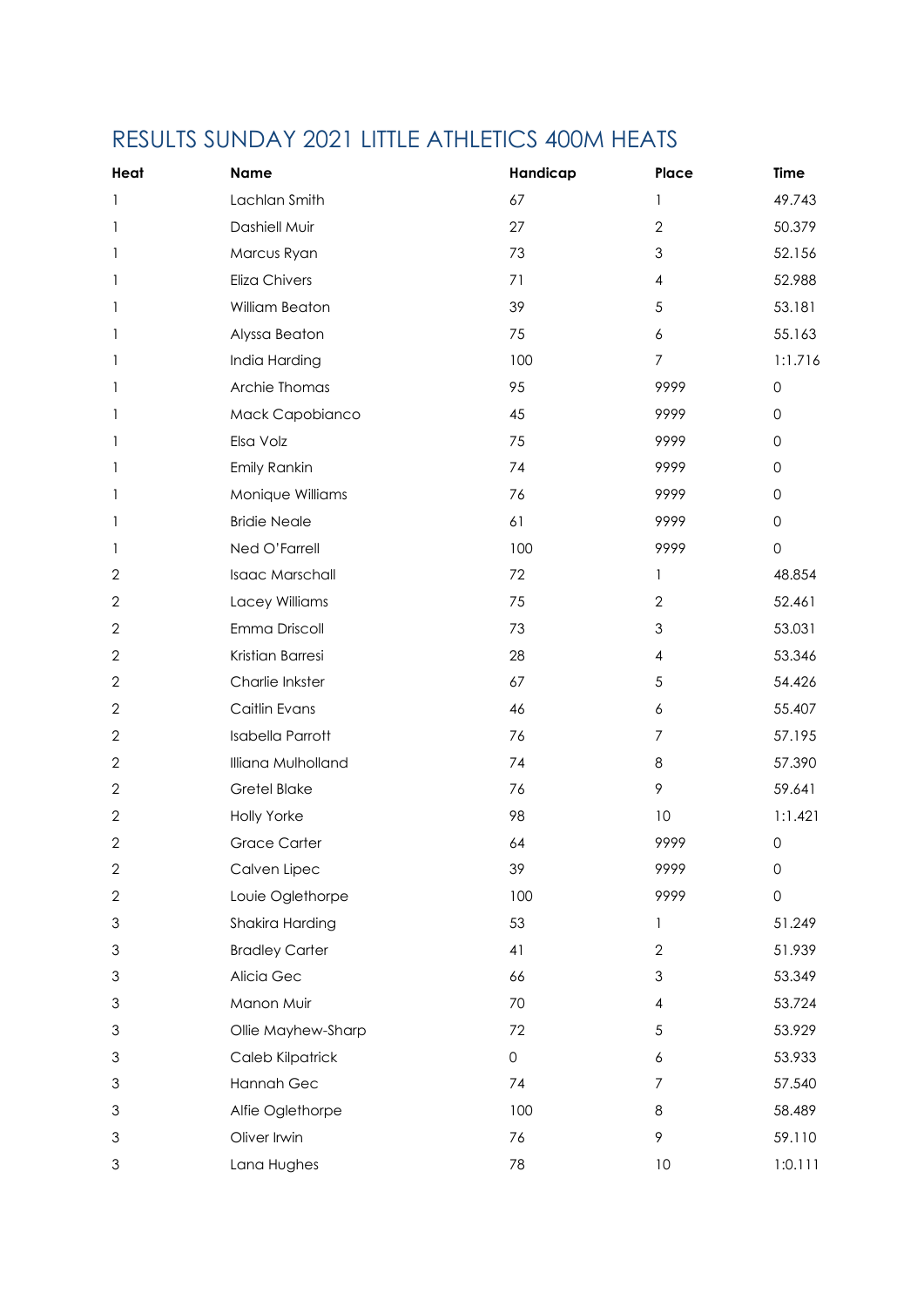# RESULTS SUNDAY 2021 LITTLE ATHLETICS 400M HEATS

| Heat | Name | Handicap | Place | Time |
|---|---|---|---|---|
| 1 | Lachlan Smith | 67 | 1 | 49.743 |
| 1 | Dashiell Muir | 27 | 2 | 50.379 |
| 1 | Marcus Ryan | 73 | 3 | 52.156 |
| 1 | Eliza Chivers | 71 | 4 | 52.988 |
| 1 | William Beaton | 39 | 5 | 53.181 |
| 1 | Alyssa Beaton | 75 | 6 | 55.163 |
| 1 | India Harding | 100 | 7 | 1:1.716 |
| 1 | Archie Thomas | 95 | 9999 | 0 |
| 1 | Mack Capobianco | 45 | 9999 | 0 |
| 1 | Elsa Volz | 75 | 9999 | 0 |
| 1 | Emily Rankin | 74 | 9999 | 0 |
| 1 | Monique Williams | 76 | 9999 | 0 |
| 1 | Bridie Neale | 61 | 9999 | 0 |
| 1 | Ned O'Farrell | 100 | 9999 | 0 |
| 2 | Isaac Marschall | 72 | 1 | 48.854 |
| 2 | Lacey Williams | 75 | 2 | 52.461 |
| 2 | Emma Driscoll | 73 | 3 | 53.031 |
| 2 | Kristian Barresi | 28 | 4 | 53.346 |
| 2 | Charlie Inkster | 67 | 5 | 54.426 |
| 2 | Caitlin Evans | 46 | 6 | 55.407 |
| 2 | Isabella Parrott | 76 | 7 | 57.195 |
| 2 | Illiana Mulholland | 74 | 8 | 57.390 |
| 2 | Gretel Blake | 76 | 9 | 59.641 |
| 2 | Holly Yorke | 98 | 10 | 1:1.421 |
| 2 | Grace Carter | 64 | 9999 | 0 |
| 2 | Calven Lipec | 39 | 9999 | 0 |
| 2 | Louie Oglethorpe | 100 | 9999 | 0 |
| 3 | Shakira Harding | 53 | 1 | 51.249 |
| 3 | Bradley Carter | 41 | 2 | 51.939 |
| 3 | Alicia Gec | 66 | 3 | 53.349 |
| 3 | Manon Muir | 70 | 4 | 53.724 |
| 3 | Ollie Mayhew-Sharp | 72 | 5 | 53.929 |
| 3 | Caleb Kilpatrick | 0 | 6 | 53.933 |
| 3 | Hannah Gec | 74 | 7 | 57.540 |
| 3 | Alfie Oglethorpe | 100 | 8 | 58.489 |
| 3 | Oliver Irwin | 76 | 9 | 59.110 |
| 3 | Lana Hughes | 78 | 10 | 1:0.111 |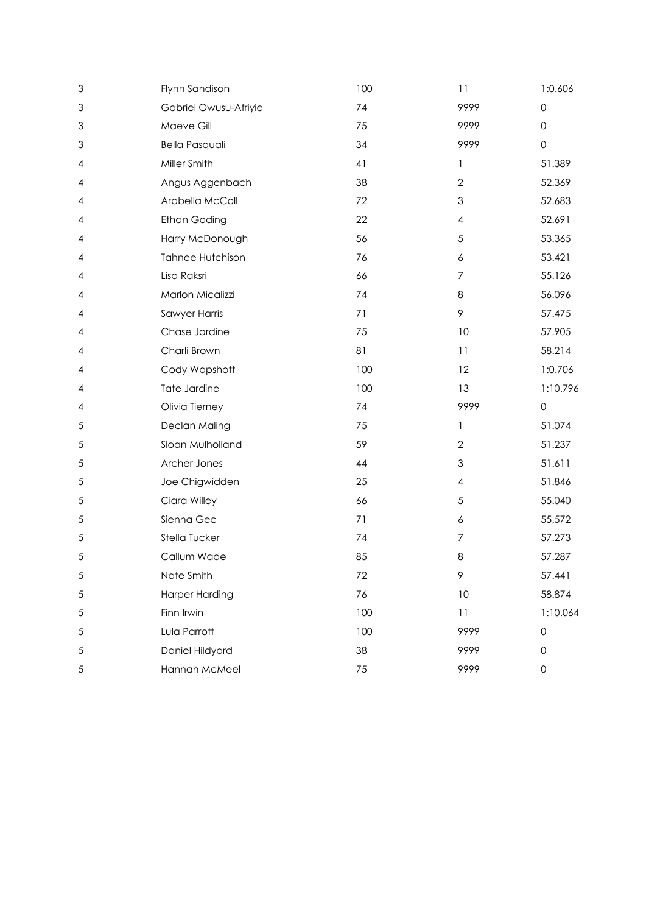| | | | | |
|---|---|---|---|---|
| 3 | Flynn Sandison | 100 | 11 | 1:0.606 |
| 3 | Gabriel Owusu-Afriyie | 74 | 9999 | 0 |
| 3 | Maeve Gill | 75 | 9999 | 0 |
| 3 | Bella Pasquali | 34 | 9999 | 0 |
| 4 | Miller Smith | 41 | 1 | 51.389 |
| 4 | Angus Aggenbach | 38 | 2 | 52.369 |
| 4 | Arabella McColl | 72 | 3 | 52.683 |
| 4 | Ethan Goding | 22 | 4 | 52.691 |
| 4 | Harry McDonough | 56 | 5 | 53.365 |
| 4 | Tahnee Hutchison | 76 | 6 | 53.421 |
| 4 | Lisa Raksri | 66 | 7 | 55.126 |
| 4 | Marlon Micalizzi | 74 | 8 | 56.096 |
| 4 | Sawyer Harris | 71 | 9 | 57.475 |
| 4 | Chase Jardine | 75 | 10 | 57.905 |
| 4 | Charli Brown | 81 | 11 | 58.214 |
| 4 | Cody Wapshott | 100 | 12 | 1:0.706 |
| 4 | Tate Jardine | 100 | 13 | 1:10.796 |
| 4 | Olivia Tierney | 74 | 9999 | 0 |
| 5 | Declan Maling | 75 | 1 | 51.074 |
| 5 | Sloan Mulholland | 59 | 2 | 51.237 |
| 5 | Archer Jones | 44 | 3 | 51.611 |
| 5 | Joe Chigwidden | 25 | 4 | 51.846 |
| 5 | Ciara Willey | 66 | 5 | 55.040 |
| 5 | Sienna Gec | 71 | 6 | 55.572 |
| 5 | Stella Tucker | 74 | 7 | 57.273 |
| 5 | Callum Wade | 85 | 8 | 57.287 |
| 5 | Nate Smith | 72 | 9 | 57.441 |
| 5 | Harper Harding | 76 | 10 | 58.874 |
| 5 | Finn Irwin | 100 | 11 | 1:10.064 |
| 5 | Lula Parrott | 100 | 9999 | 0 |
| 5 | Daniel Hildyard | 38 | 9999 | 0 |
| 5 | Hannah McMeel | 75 | 9999 | 0 |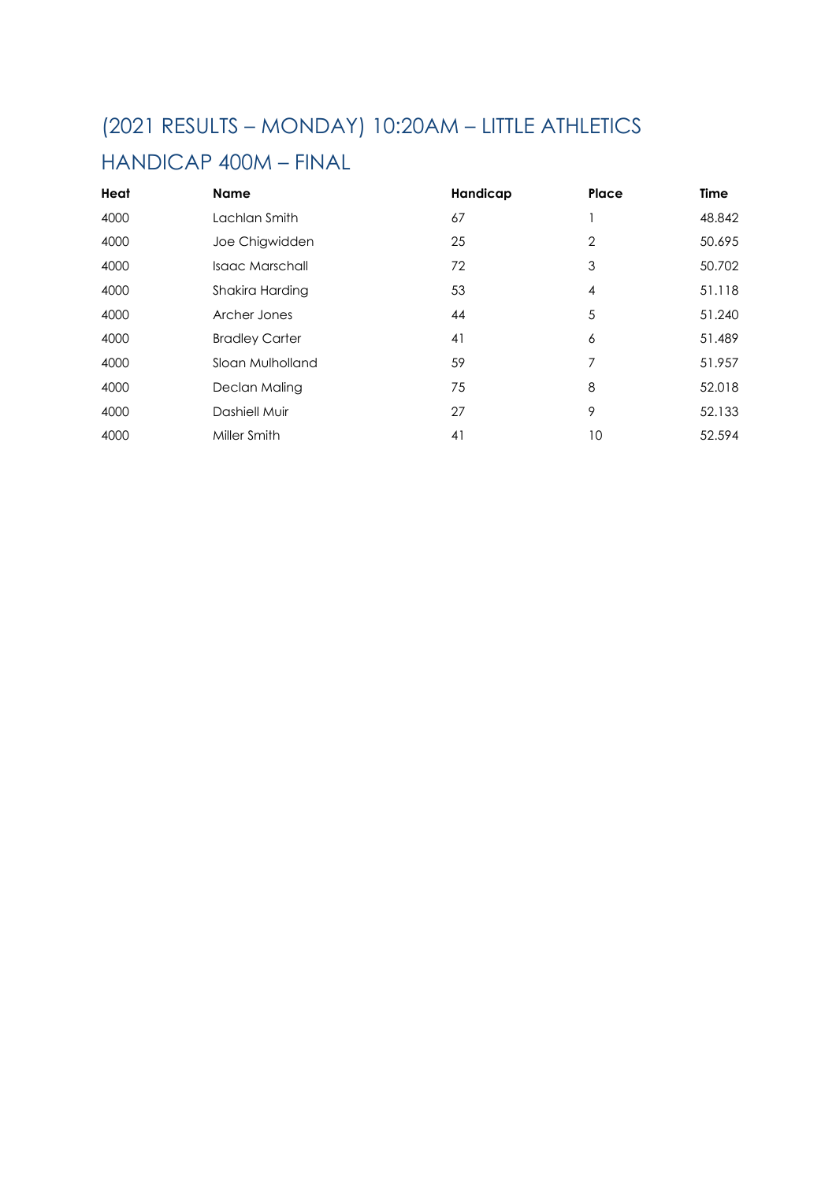## (2021 RESULTS – MONDAY) 10:20AM – LITTLE ATHLETICS

## HANDICAP 400M – FINAL

| Heat | Name | Handicap | Place | Time |
| --- | --- | --- | --- | --- |
| 4000 | Lachlan Smith | 67 | 1 | 48.842 |
| 4000 | Joe Chigwidden | 25 | 2 | 50.695 |
| 4000 | Isaac Marschall | 72 | 3 | 50.702 |
| 4000 | Shakira Harding | 53 | 4 | 51.118 |
| 4000 | Archer Jones | 44 | 5 | 51.240 |
| 4000 | Bradley Carter | 41 | 6 | 51.489 |
| 4000 | Sloan Mulholland | 59 | 7 | 51.957 |
| 4000 | Declan Maling | 75 | 8 | 52.018 |
| 4000 | Dashiell Muir | 27 | 9 | 52.133 |
| 4000 | Miller Smith | 41 | 10 | 52.594 |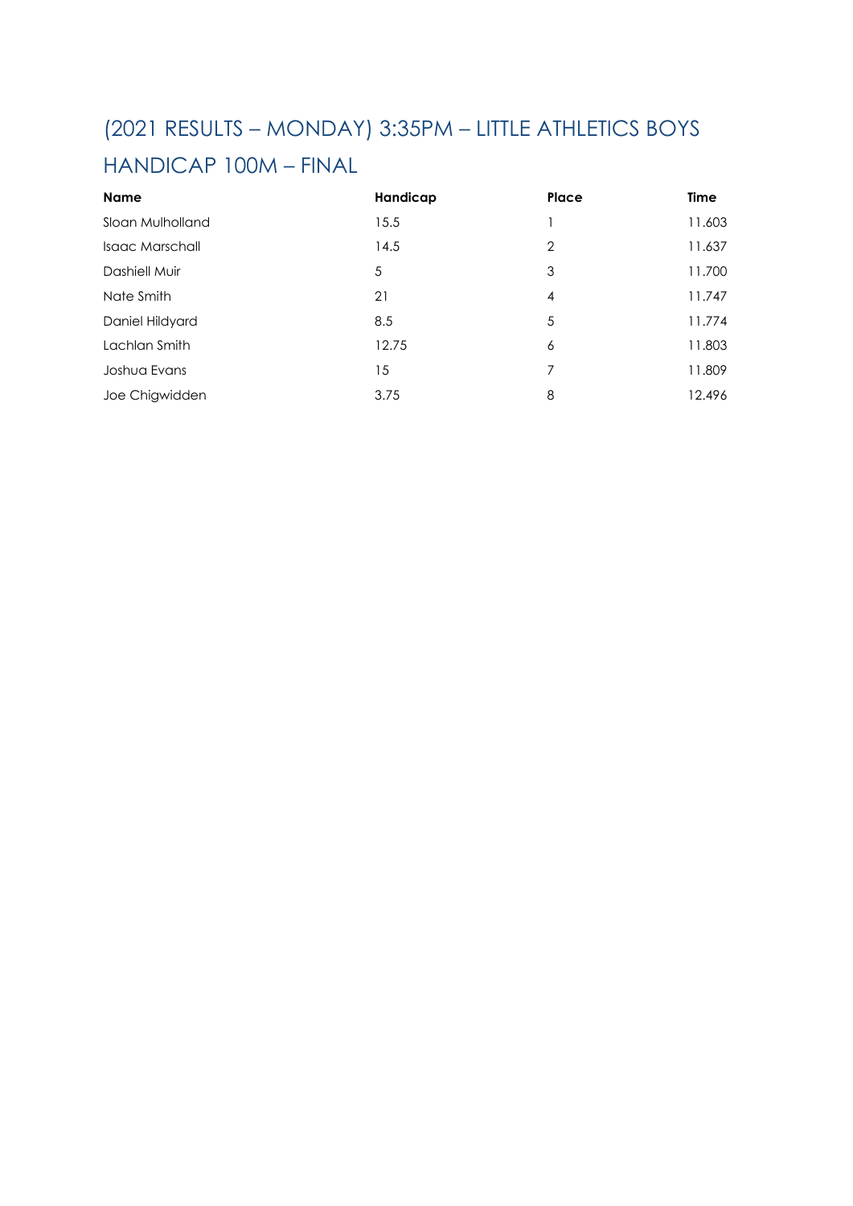# (2021 RESULTS – MONDAY) 3:35PM – LITTLE ATHLETICS BOYS HANDICAP 100M – FINAL

| Name | Handicap | Place | Time |
| --- | --- | --- | --- |
| Sloan Mulholland | 15.5 | 1 | 11.603 |
| Isaac Marschall | 14.5 | 2 | 11.637 |
| Dashiell Muir | 5 | 3 | 11.700 |
| Nate Smith | 21 | 4 | 11.747 |
| Daniel Hildyard | 8.5 | 5 | 11.774 |
| Lachlan Smith | 12.75 | 6 | 11.803 |
| Joshua Evans | 15 | 7 | 11.809 |
| Joe Chigwidden | 3.75 | 8 | 12.496 |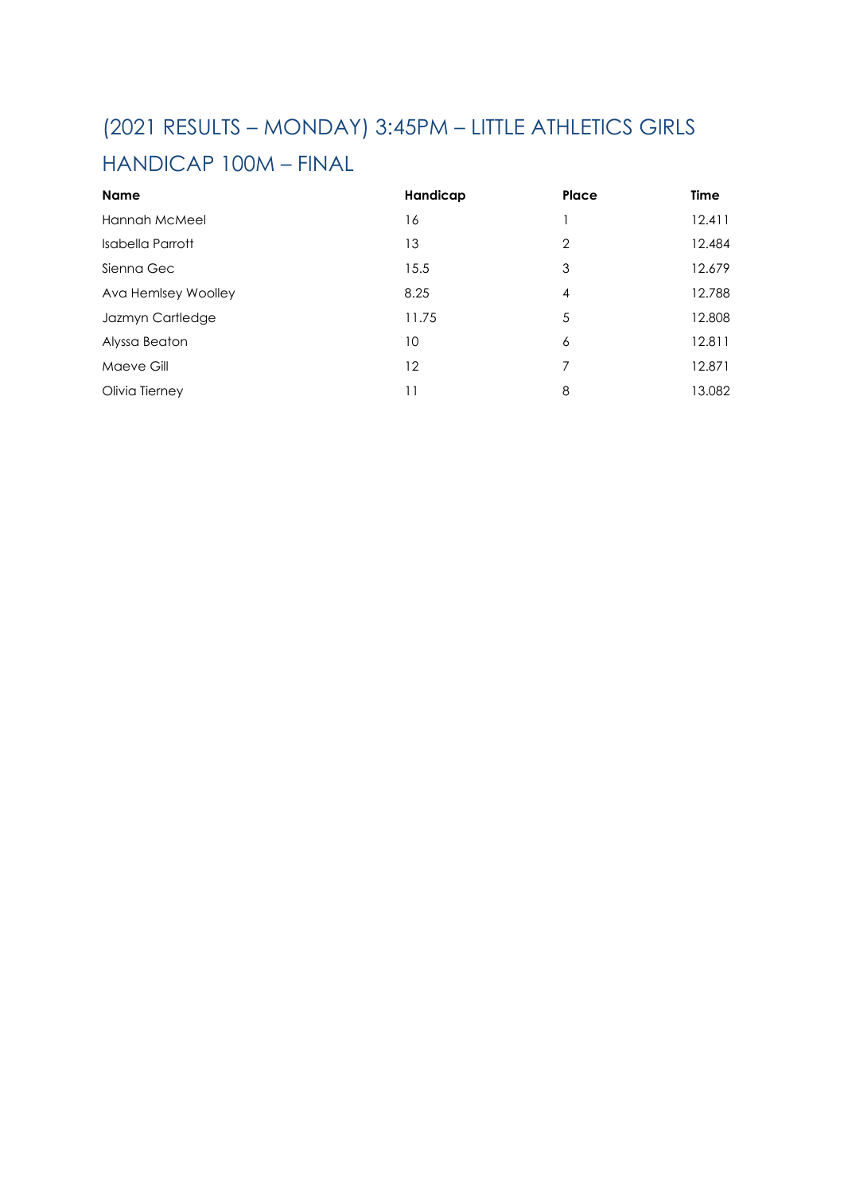## (2021 RESULTS – MONDAY) 3:45PM – LITTLE ATHLETICS GIRLS HANDICAP 100M – FINAL

| Name | Handicap | Place | Time |
|---|---|---|---|
| Hannah McMeel | 16 | 1 | 12.411 |
| Isabella Parrott | 13 | 2 | 12.484 |
| Sienna Gec | 15.5 | 3 | 12.679 |
| Ava Hemlsey Woolley | 8.25 | 4 | 12.788 |
| Jazmyn Cartledge | 11.75 | 5 | 12.808 |
| Alyssa Beaton | 10 | 6 | 12.811 |
| Maeve Gill | 12 | 7 | 12.871 |
| Olivia Tierney | 11 | 8 | 13.082 |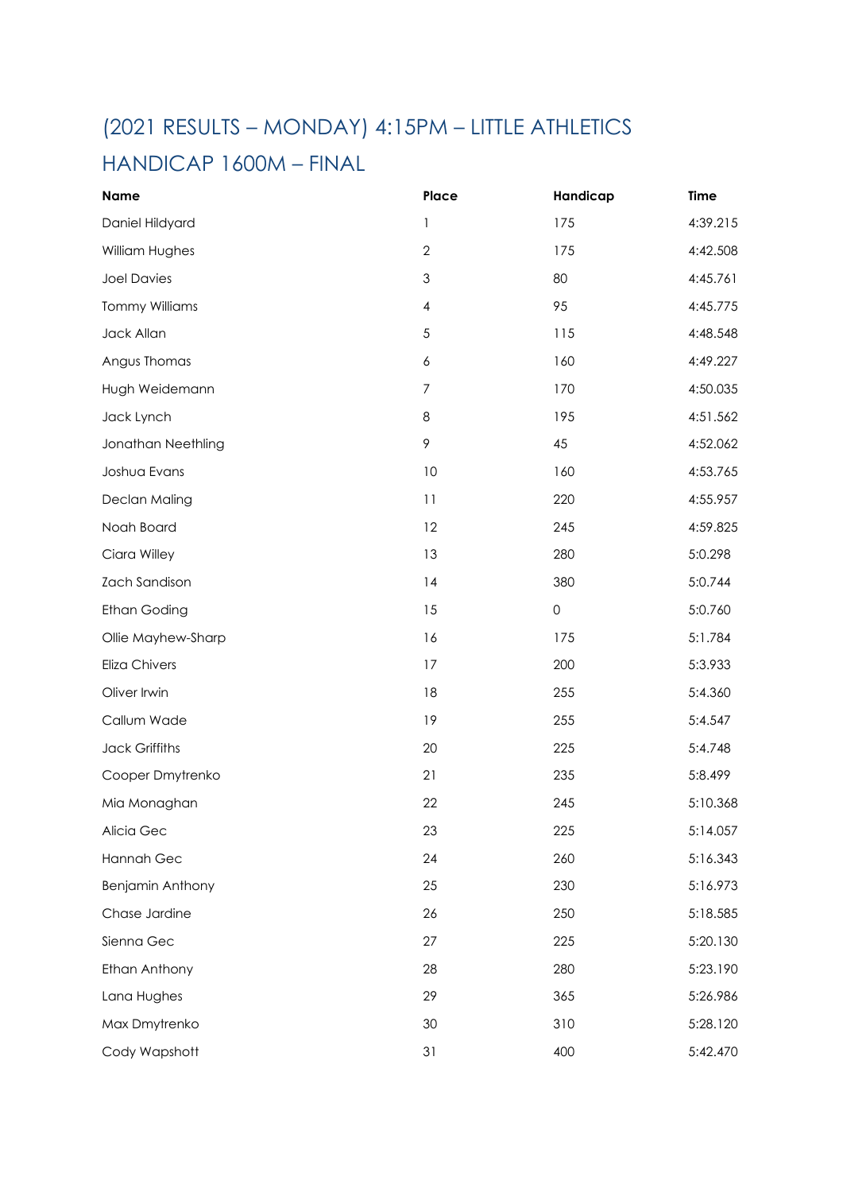## (2021 RESULTS – MONDAY) 4:15PM – LITTLE ATHLETICS HANDICAP 1600M – FINAL

| Name | Place | Handicap | Time |
|---|---|---|---|
| Daniel Hildyard | 1 | 175 | 4:39.215 |
| William Hughes | 2 | 175 | 4:42.508 |
| Joel Davies | 3 | 80 | 4:45.761 |
| Tommy Williams | 4 | 95 | 4:45.775 |
| Jack Allan | 5 | 115 | 4:48.548 |
| Angus Thomas | 6 | 160 | 4:49.227 |
| Hugh Weidemann | 7 | 170 | 4:50.035 |
| Jack Lynch | 8 | 195 | 4:51.562 |
| Jonathan Neethling | 9 | 45 | 4:52.062 |
| Joshua Evans | 10 | 160 | 4:53.765 |
| Declan Maling | 11 | 220 | 4:55.957 |
| Noah Board | 12 | 245 | 4:59.825 |
| Ciara Willey | 13 | 280 | 5:0.298 |
| Zach Sandison | 14 | 380 | 5:0.744 |
| Ethan Goding | 15 | 0 | 5:0.760 |
| Ollie Mayhew-Sharp | 16 | 175 | 5:1.784 |
| Eliza Chivers | 17 | 200 | 5:3.933 |
| Oliver Irwin | 18 | 255 | 5:4.360 |
| Callum Wade | 19 | 255 | 5:4.547 |
| Jack Griffiths | 20 | 225 | 5:4.748 |
| Cooper Dmytrenko | 21 | 235 | 5:8.499 |
| Mia Monaghan | 22 | 245 | 5:10.368 |
| Alicia Gec | 23 | 225 | 5:14.057 |
| Hannah Gec | 24 | 260 | 5:16.343 |
| Benjamin Anthony | 25 | 230 | 5:16.973 |
| Chase Jardine | 26 | 250 | 5:18.585 |
| Sienna Gec | 27 | 225 | 5:20.130 |
| Ethan Anthony | 28 | 280 | 5:23.190 |
| Lana Hughes | 29 | 365 | 5:26.986 |
| Max Dmytrenko | 30 | 310 | 5:28.120 |
| Cody Wapshott | 31 | 400 | 5:42.470 |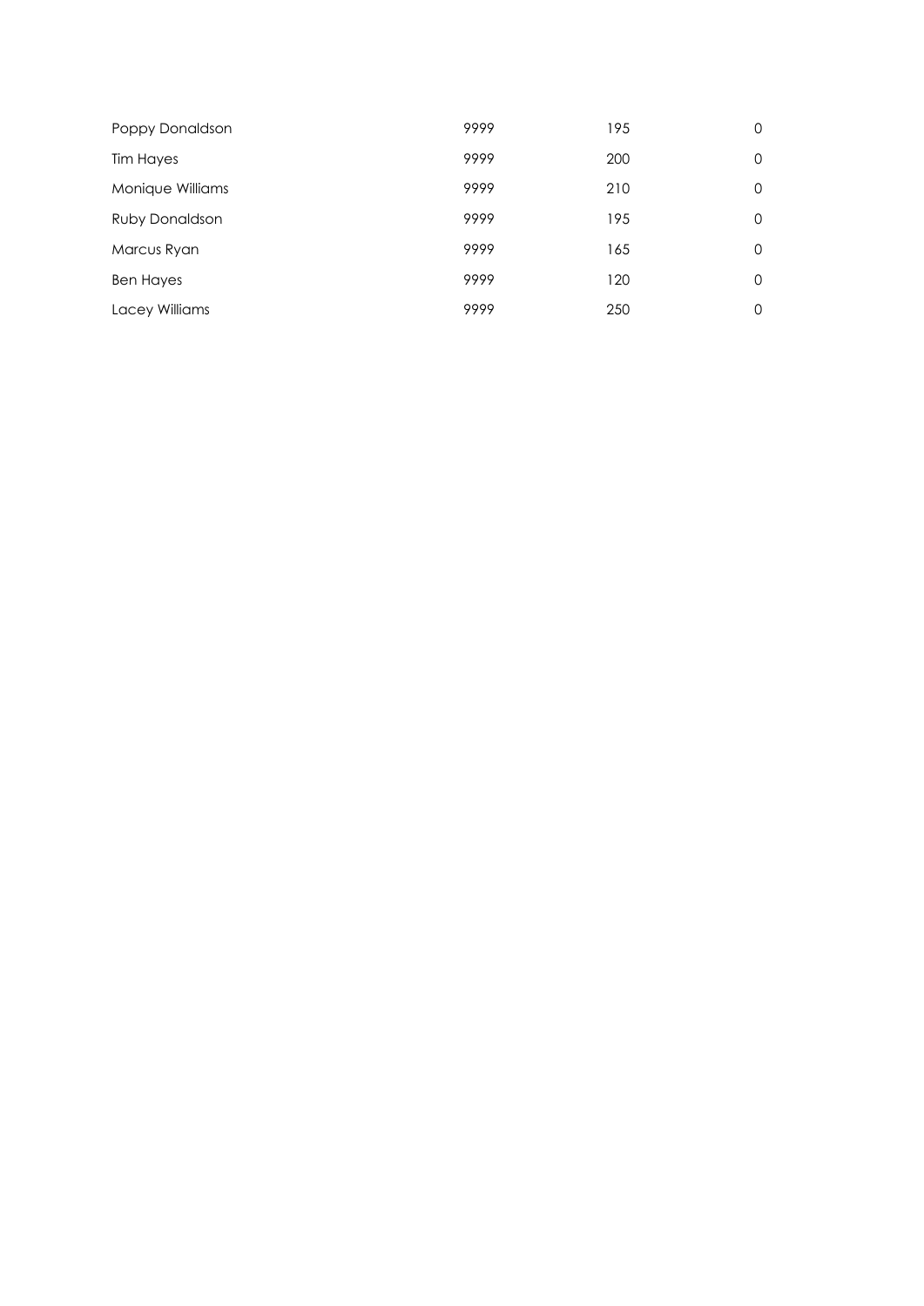| | | | |
|---|---|---|---|
| Poppy Donaldson | 9999 | 195 | 0 |
| Tim Hayes | 9999 | 200 | 0 |
| Monique Williams | 9999 | 210 | 0 |
| Ruby Donaldson | 9999 | 195 | 0 |
| Marcus Ryan | 9999 | 165 | 0 |
| Ben Hayes | 9999 | 120 | 0 |
| Lacey Williams | 9999 | 250 | 0 |